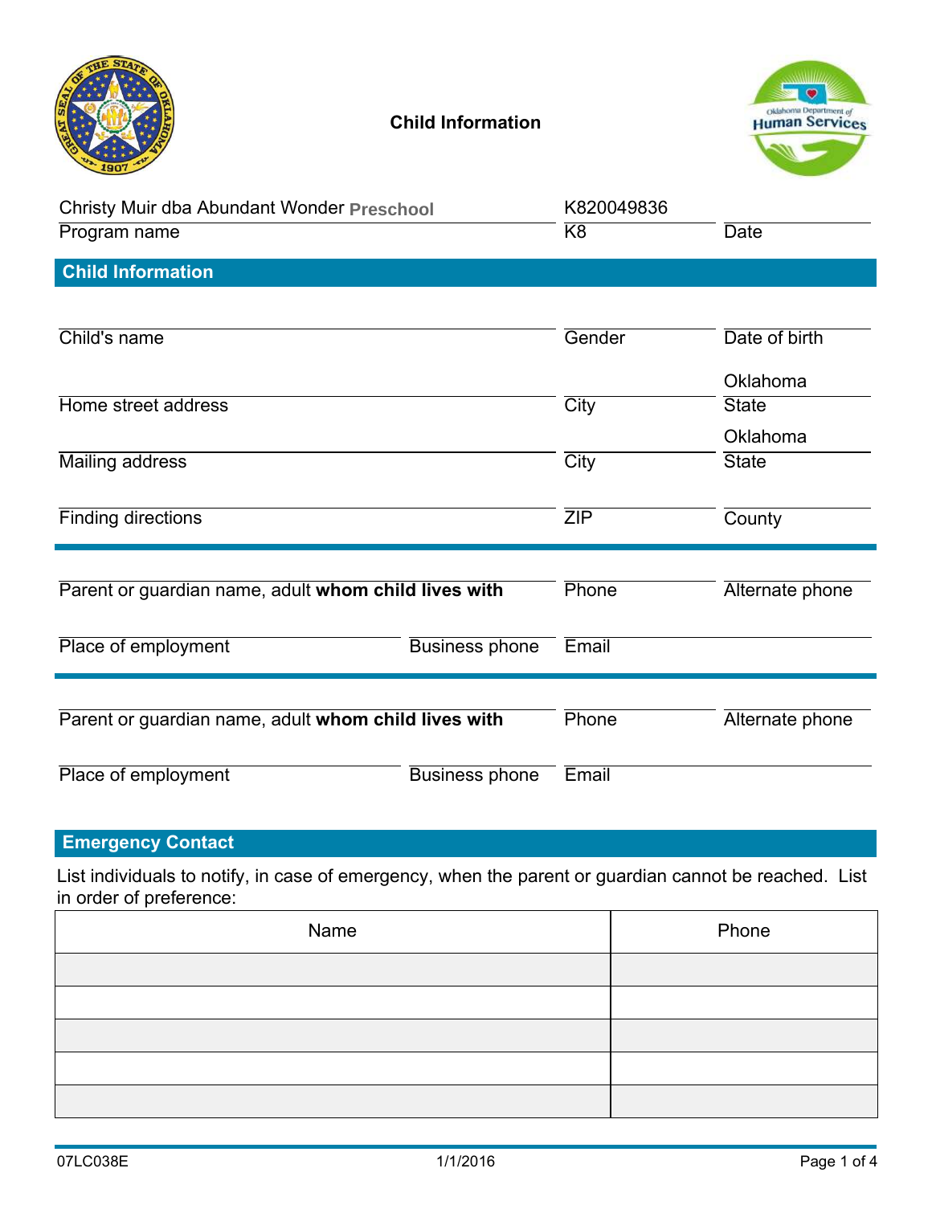# Child Information

Christy Muir dba Abundant Wonder Preschool | K820049836 |
Program name | K8 | Date

## Child Information

Child's name | Gender | Date of birth

Home street address | City | State: Oklahoma

Mailing address | City | State: Oklahoma

Finding directions | ZIP | County

---

Parent or guardian name, adult **whom child lives with** | Phone | Alternate phone

Place of employment | Business phone | Email

---

Parent or guardian name, adult **whom child lives with** | Phone | Alternate phone

Place of employment | Business phone | Email

## Emergency Contact

List individuals to notify, in case of emergency, when the parent or guardian cannot be reached. List in order of preference:

| Name | Phone |
|---|---|
| | |
| | |
| | |
| | |
| | |

07LC038E 1/1/2016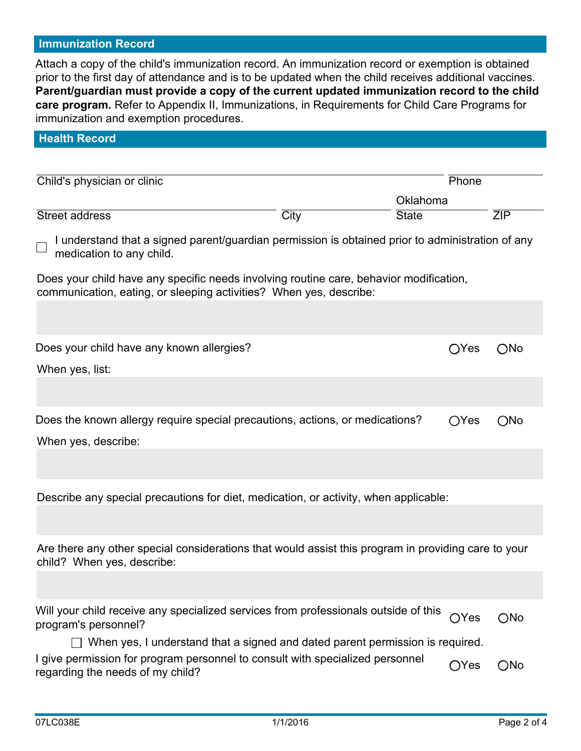## Immunization Record

Attach a copy of the child's immunization record. An immunization record or exemption is obtained prior to the first day of attendance and is to be updated when the child receives additional vaccines. **Parent/guardian must provide a copy of the current updated immunization record to the child care program.** Refer to Appendix II, Immunizations, in Requirements for Child Care Programs for immunization and exemption procedures.

## Health Record

Child's physician or clinic ______________________ Phone ______________

Street address ______________ City ______________ State Oklahoma ZIP ______

☐ I understand that a signed parent/guardian permission is obtained prior to administration of any medication to any child.

Does your child have any specific needs involving routine care, behavior modification, communication, eating, or sleeping activities? When yes, describe:

______________________________________________

Does your child have any known allergies? ○Yes ○No

When yes, list:

______________________________________________

Does the known allergy require special precautions, actions, or medications? ○Yes ○No

When yes, describe:

______________________________________________

Describe any special precautions for diet, medication, or activity, when applicable:

______________________________________________

Are there any other special considerations that would assist this program in providing care to your child? When yes, describe:

______________________________________________

Will your child receive any specialized services from professionals outside of this program's personnel? ○Yes ○No

☐ When yes, I understand that a signed and dated parent permission is required.

I give permission for program personnel to consult with specialized personnel regarding the needs of my child? ○Yes ○No

07LC038E 1/1/2016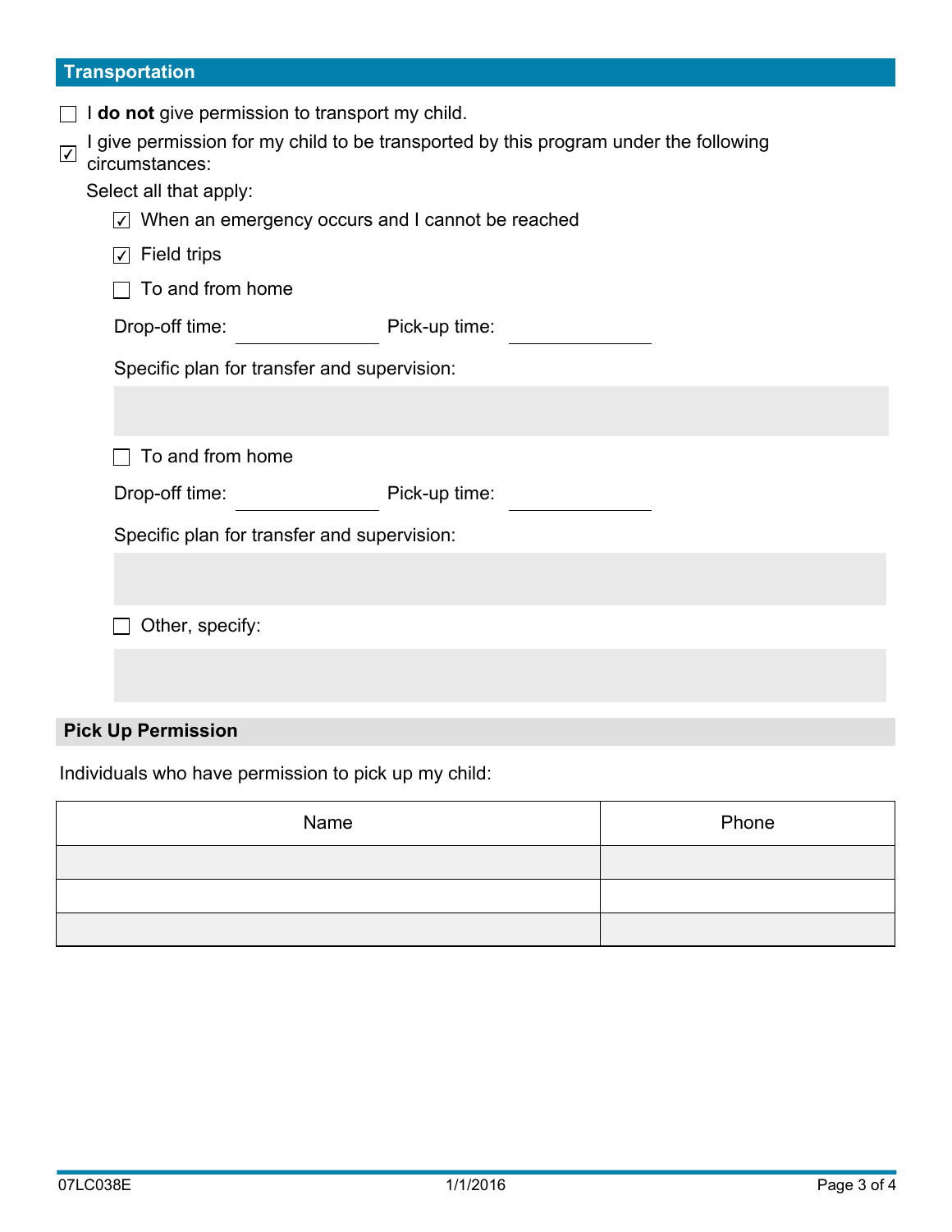## Transportation

- [ ] I **do not** give permission to transport my child.
- [x] I give permission for my child to be transported by this program under the following circumstances:

Select all that apply:

- [x] When an emergency occurs and I cannot be reached
- [x] Field trips
- [ ] To and from home

Drop-off time: ____________ Pick-up time: ____________

Specific plan for transfer and supervision:

- [ ] To and from home

Drop-off time: ____________ Pick-up time: ____________

Specific plan for transfer and supervision:

- [ ] Other, specify:

## Pick Up Permission

Individuals who have permission to pick up my child:

| Name | Phone |
| --- | --- |
| | |
| | |
| | |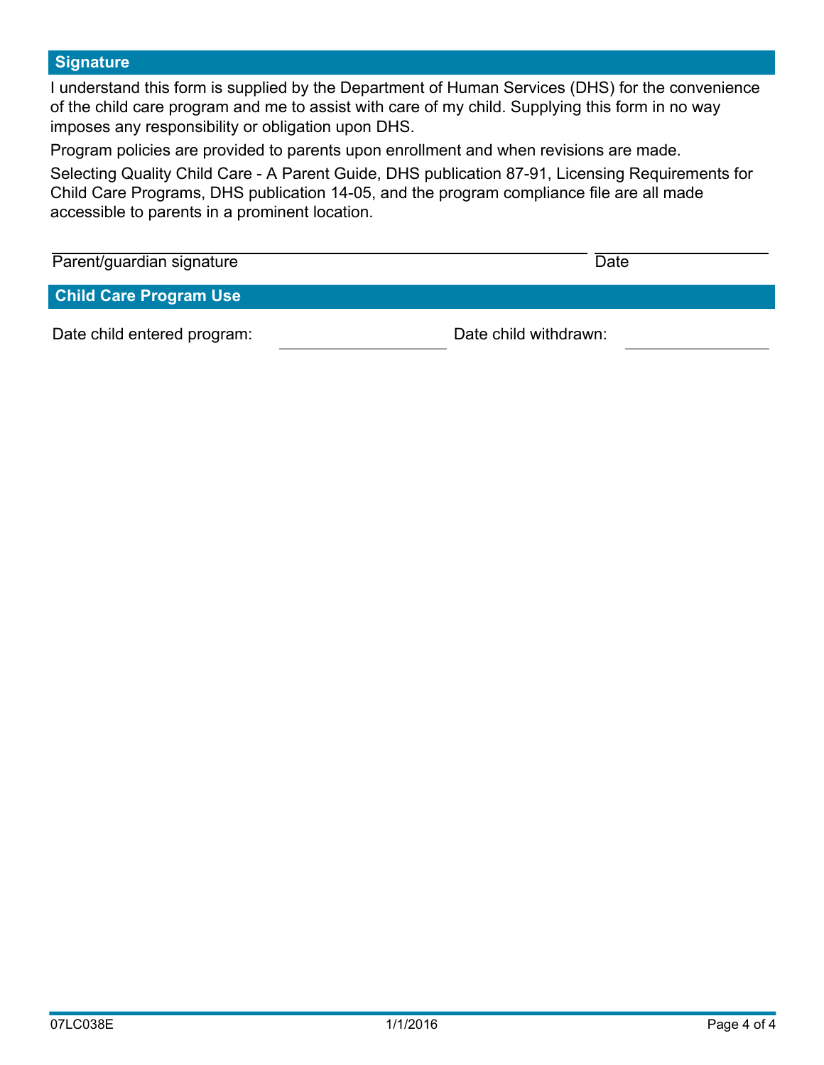## Signature

I understand this form is supplied by the Department of Human Services (DHS) for the convenience of the child care program and me to assist with care of my child. Supplying this form in no way imposes any responsibility or obligation upon DHS.

Program policies are provided to parents upon enrollment and when revisions are made.

Selecting Quality Child Care - A Parent Guide, DHS publication 87-91, Licensing Requirements for Child Care Programs, DHS publication 14-05, and the program compliance file are all made accessible to parents in a prominent location.

______________________________________________ ____________

Parent/guardian signature Date

## Child Care Program Use

Date child entered program: ______________ Date child withdrawn: ______________